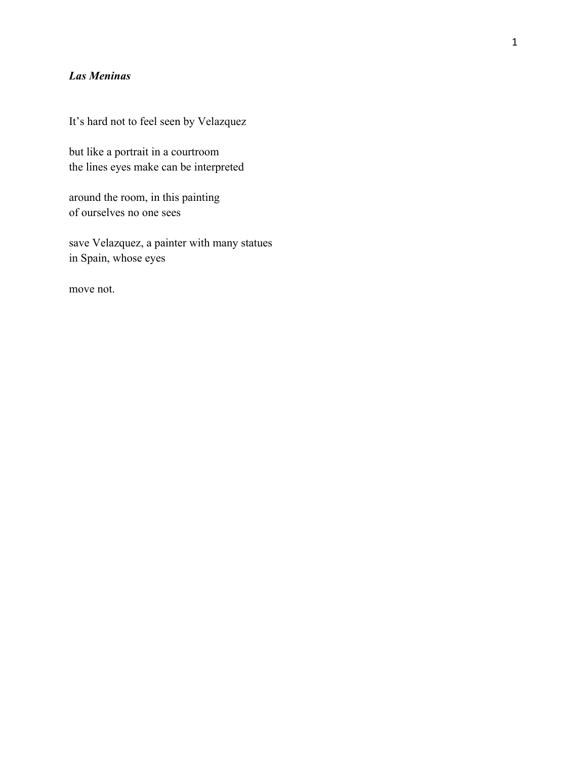***Las Meninas***

It's hard not to feel seen by Velazquez

but like a portrait in a courtroom
the lines eyes make can be interpreted

around the room, in this painting
of ourselves no one sees

save Velazquez, a painter with many statues
in Spain, whose eyes

move not.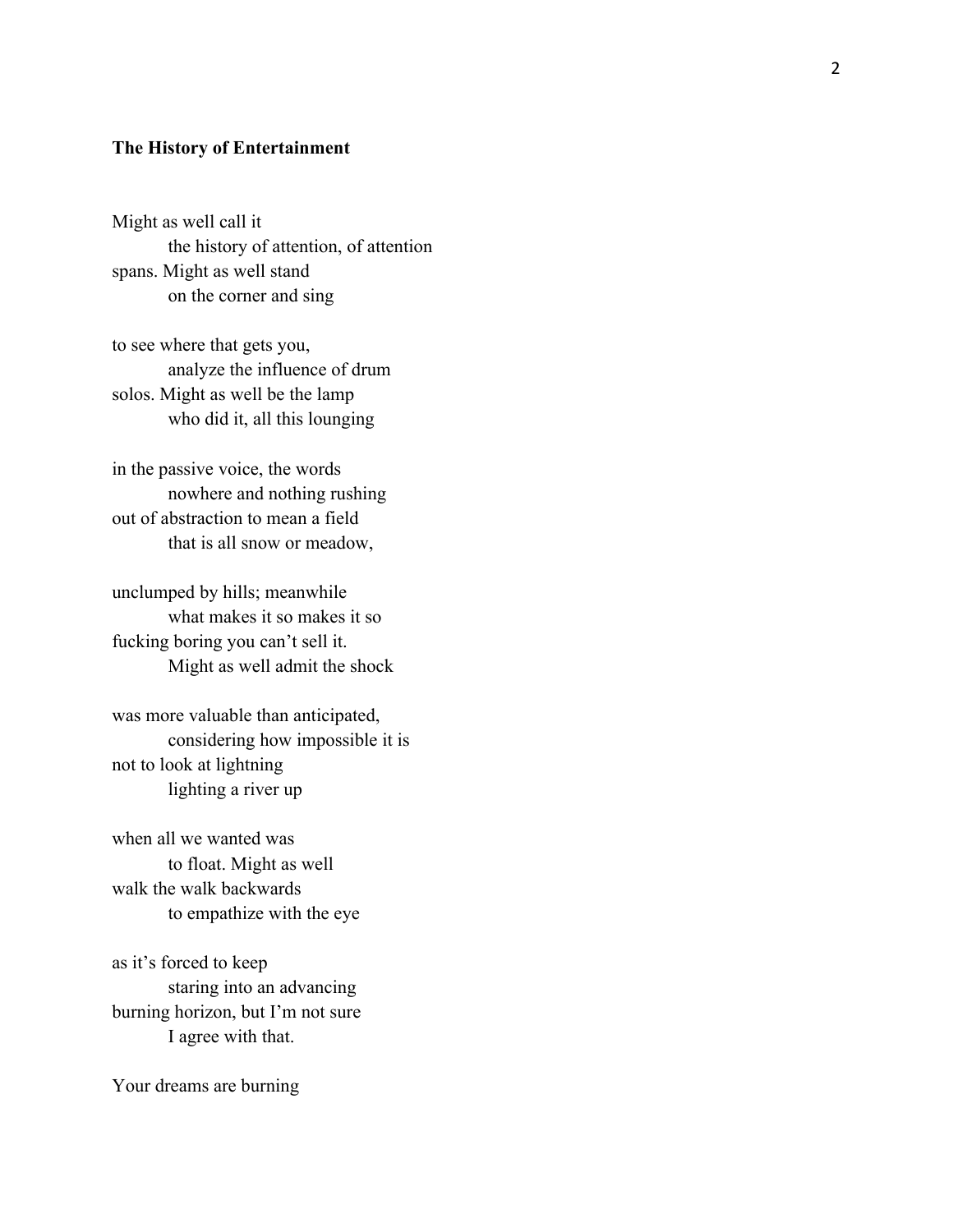**The History of Entertainment**

Might as well call it
&nbsp;&nbsp;&nbsp;&nbsp;&nbsp;&nbsp;&nbsp;&nbsp;the history of attention, of attention
spans. Might as well stand
&nbsp;&nbsp;&nbsp;&nbsp;&nbsp;&nbsp;&nbsp;&nbsp;on the corner and sing

to see where that gets you,
&nbsp;&nbsp;&nbsp;&nbsp;&nbsp;&nbsp;&nbsp;&nbsp;analyze the influence of drum
solos. Might as well be the lamp
&nbsp;&nbsp;&nbsp;&nbsp;&nbsp;&nbsp;&nbsp;&nbsp;who did it, all this lounging

in the passive voice, the words
&nbsp;&nbsp;&nbsp;&nbsp;&nbsp;&nbsp;&nbsp;&nbsp;nowhere and nothing rushing
out of abstraction to mean a field
&nbsp;&nbsp;&nbsp;&nbsp;&nbsp;&nbsp;&nbsp;&nbsp;that is all snow or meadow,

unclumped by hills; meanwhile
&nbsp;&nbsp;&nbsp;&nbsp;&nbsp;&nbsp;&nbsp;&nbsp;what makes it so makes it so
fucking boring you can't sell it.
&nbsp;&nbsp;&nbsp;&nbsp;&nbsp;&nbsp;&nbsp;&nbsp;Might as well admit the shock

was more valuable than anticipated,
&nbsp;&nbsp;&nbsp;&nbsp;&nbsp;&nbsp;&nbsp;&nbsp;considering how impossible it is
not to look at lightning
&nbsp;&nbsp;&nbsp;&nbsp;&nbsp;&nbsp;&nbsp;&nbsp;lighting a river up

when all we wanted was
&nbsp;&nbsp;&nbsp;&nbsp;&nbsp;&nbsp;&nbsp;&nbsp;to float. Might as well
walk the walk backwards
&nbsp;&nbsp;&nbsp;&nbsp;&nbsp;&nbsp;&nbsp;&nbsp;to empathize with the eye

as it's forced to keep
&nbsp;&nbsp;&nbsp;&nbsp;&nbsp;&nbsp;&nbsp;&nbsp;staring into an advancing
burning horizon, but I'm not sure
&nbsp;&nbsp;&nbsp;&nbsp;&nbsp;&nbsp;&nbsp;&nbsp;I agree with that.

Your dreams are burning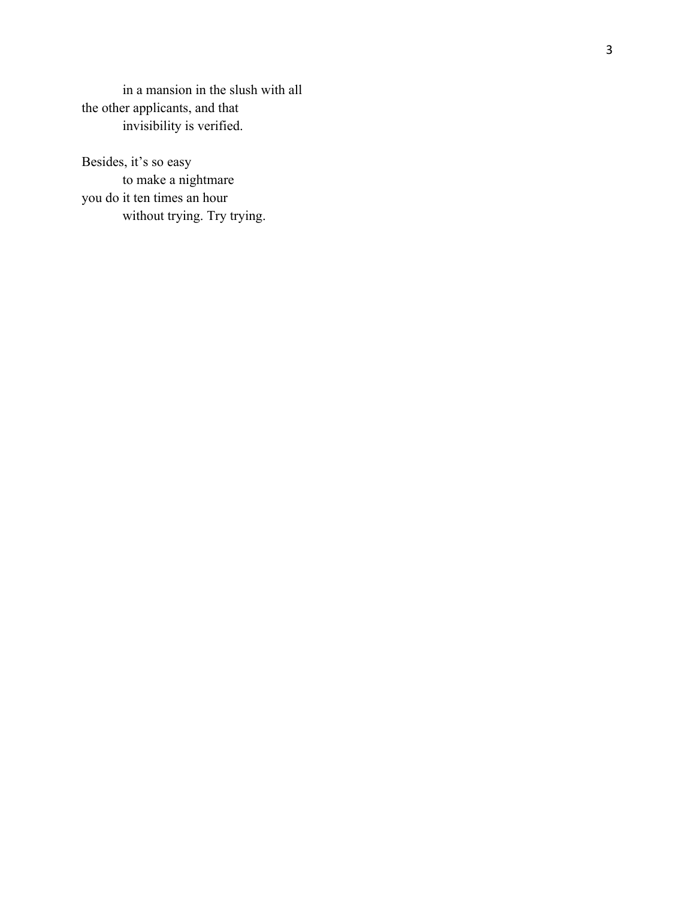in a mansion in the slush with all  
the other applicants, and that  
invisibility is verified.

Besides, it's so easy  
to make a nightmare  
you do it ten times an hour  
without trying. Try trying.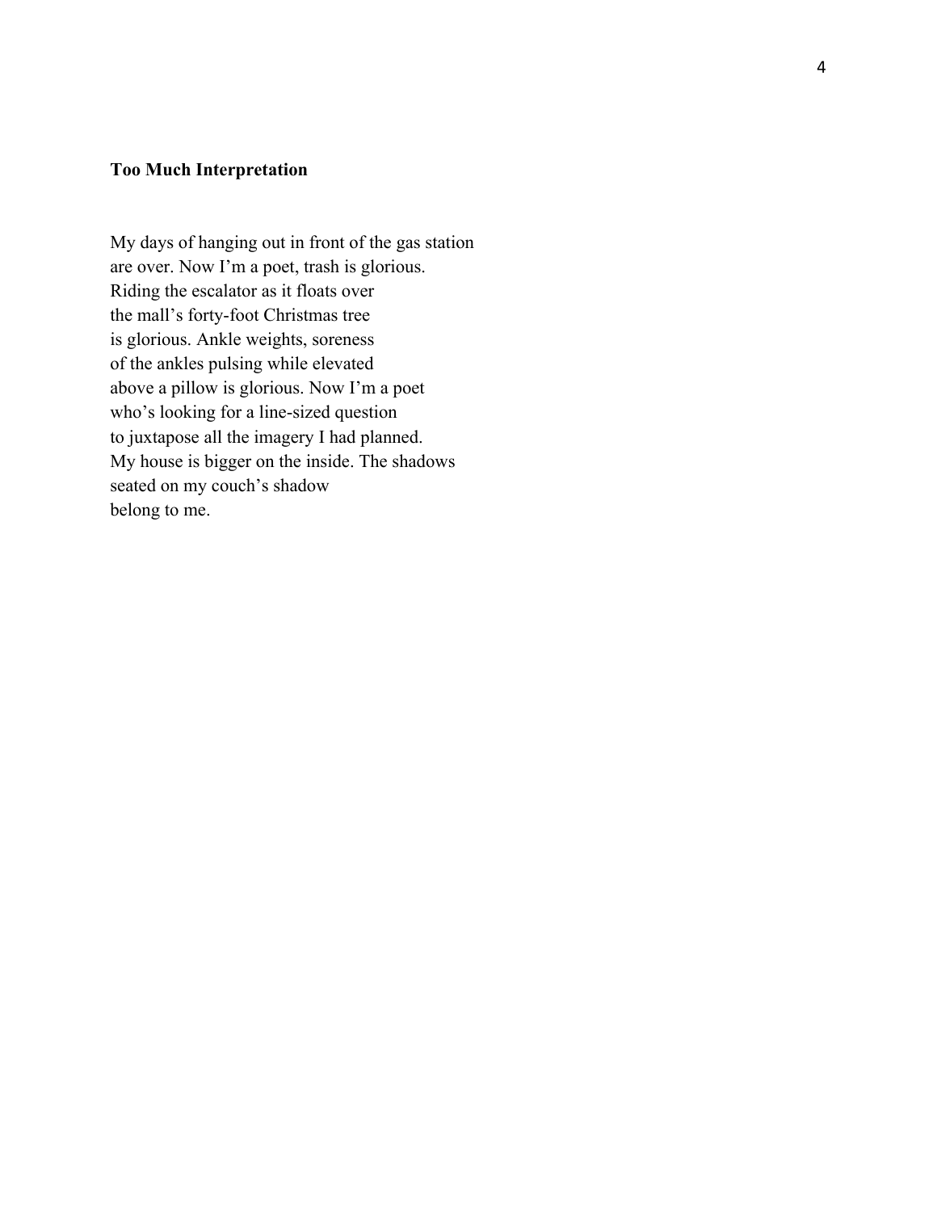**Too Much Interpretation**

My days of hanging out in front of the gas station  
are over. Now I'm a poet, trash is glorious.  
Riding the escalator as it floats over  
the mall's forty-foot Christmas tree  
is glorious. Ankle weights, soreness  
of the ankles pulsing while elevated  
above a pillow is glorious. Now I'm a poet  
who's looking for a line-sized question  
to juxtapose all the imagery I had planned.  
My house is bigger on the inside. The shadows  
seated on my couch's shadow  
belong to me.